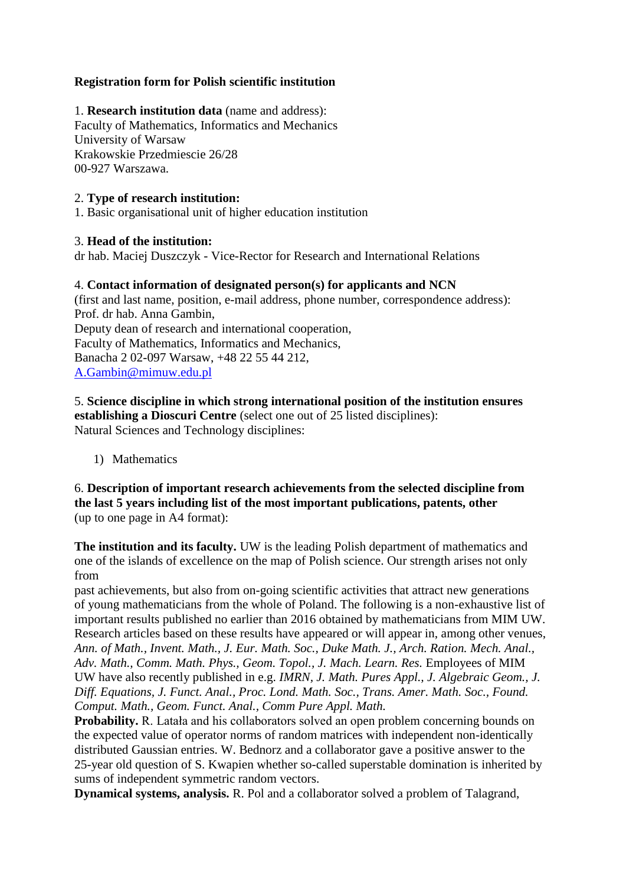**Registration form for Polish scientific institution**

1. **Research institution data** (name and address):
Faculty of Mathematics, Informatics and Mechanics
University of Warsaw
Krakowskie Przedmiescie 26/28
00-927 Warszawa.

2. **Type of research institution:**
1. Basic organisational unit of higher education institution

3. **Head of the institution:**
dr hab. Maciej Duszczyk - Vice-Rector for Research and International Relations

4. **Contact information of designated person(s) for applicants and NCN**
(first and last name, position, e-mail address, phone number, correspondence address):
Prof. dr hab. Anna Gambin,
Deputy dean of research and international cooperation,
Faculty of Mathematics, Informatics and Mechanics,
Banacha 2 02-097 Warsaw, +48 22 55 44 212,
A.Gambin@mimuw.edu.pl

5. **Science discipline in which strong international position of the institution ensures establishing a Dioscuri Centre** (select one out of 25 listed disciplines):
Natural Sciences and Technology disciplines:

1) Mathematics

6. **Description of important research achievements from the selected discipline from the last 5 years including list of the most important publications, patents, other** (up to one page in A4 format):

**The institution and its faculty.** UW is the leading Polish department of mathematics and one of the islands of excellence on the map of Polish science. Our strength arises not only from
past achievements, but also from on-going scientific activities that attract new generations of young mathematicians from the whole of Poland. The following is a non-exhaustive list of important results published no earlier than 2016 obtained by mathematicians from MIM UW. Research articles based on these results have appeared or will appear in, among other venues, *Ann. of Math., Invent. Math., J. Eur. Math. Soc., Duke Math. J., Arch. Ration. Mech. Anal., Adv. Math., Comm. Math. Phys., Geom. Topol., J. Mach. Learn. Res.* Employees of MIM UW have also recently published in e.g. *IMRN, J. Math. Pures Appl., J. Algebraic Geom., J. Diff. Equations, J. Funct. Anal., Proc. Lond. Math. Soc., Trans. Amer. Math. Soc., Found. Comput. Math., Geom. Funct. Anal., Comm Pure Appl. Math.*
**Probability.** R. Latała and his collaborators solved an open problem concerning bounds on the expected value of operator norms of random matrices with independent non-identically distributed Gaussian entries. W. Bednorz and a collaborator gave a positive answer to the 25-year old question of S. Kwapien whether so-called superstable domination is inherited by sums of independent symmetric random vectors.
**Dynamical systems, analysis.** R. Pol and a collaborator solved a problem of Talagrand,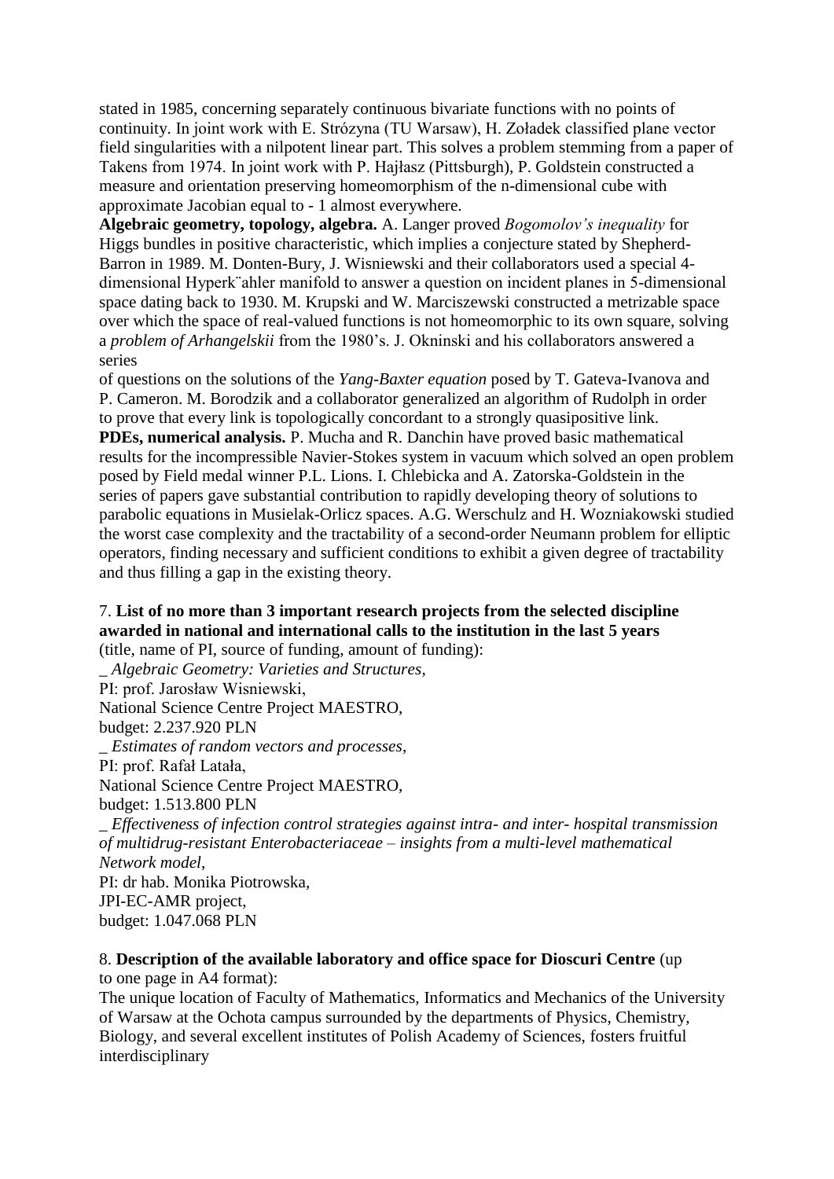stated in 1985, concerning separately continuous bivariate functions with no points of continuity. In joint work with E. Strózyna (TU Warsaw), H. Zoładek classified plane vector field singularities with a nilpotent linear part. This solves a problem stemming from a paper of Takens from 1974. In joint work with P. Hajłasz (Pittsburgh), P. Goldstein constructed a measure and orientation preserving homeomorphism of the n-dimensional cube with approximate Jacobian equal to - 1 almost everywhere.

**Algebraic geometry, topology, algebra.** A. Langer proved *Bogomolov's inequality* for Higgs bundles in positive characteristic, which implies a conjecture stated by Shepherd-Barron in 1989. M. Donten-Bury, J. Wisniewski and their collaborators used a special 4-dimensional Hyperk¨ahler manifold to answer a question on incident planes in 5-dimensional space dating back to 1930. M. Krupski and W. Marciszewski constructed a metrizable space over which the space of real-valued functions is not homeomorphic to its own square, solving a *problem of Arhangelskii* from the 1980's. J. Okninski and his collaborators answered a series of questions on the solutions of the *Yang-Baxter equation* posed by T. Gateva-Ivanova and P. Cameron. M. Borodzik and a collaborator generalized an algorithm of Rudolph in order to prove that every link is topologically concordant to a strongly quasipositive link.

**PDEs, numerical analysis.** P. Mucha and R. Danchin have proved basic mathematical results for the incompressible Navier-Stokes system in vacuum which solved an open problem posed by Field medal winner P.L. Lions. I. Chlebicka and A. Zatorska-Goldstein in the series of papers gave substantial contribution to rapidly developing theory of solutions to parabolic equations in Musielak-Orlicz spaces. A.G. Werschulz and H. Wozniakowski studied the worst case complexity and the tractability of a second-order Neumann problem for elliptic operators, finding necessary and sufficient conditions to exhibit a given degree of tractability and thus filling a gap in the existing theory.

7. **List of no more than 3 important research projects from the selected discipline awarded in national and international calls to the institution in the last 5 years** (title, name of PI, source of funding, amount of funding):

_ *Algebraic Geometry: Varieties and Structures*,
PI: prof. Jarosław Wisniewski,
National Science Centre Project MAESTRO,
budget: 2.237.920 PLN

_ *Estimates of random vectors and processes*,
PI: prof. Rafał Latała,
National Science Centre Project MAESTRO,
budget: 1.513.800 PLN

_ *Effectiveness of infection control strategies against intra- and inter- hospital transmission of multidrug-resistant Enterobacteriaceae – insights from a multi-level mathematical Network model*,
PI: dr hab. Monika Piotrowska,
JPI-EC-AMR project,
budget: 1.047.068 PLN

8. **Description of the available laboratory and office space for Dioscuri Centre** (up to one page in A4 format):

The unique location of Faculty of Mathematics, Informatics and Mechanics of the University of Warsaw at the Ochota campus surrounded by the departments of Physics, Chemistry, Biology, and several excellent institutes of Polish Academy of Sciences, fosters fruitful interdisciplinary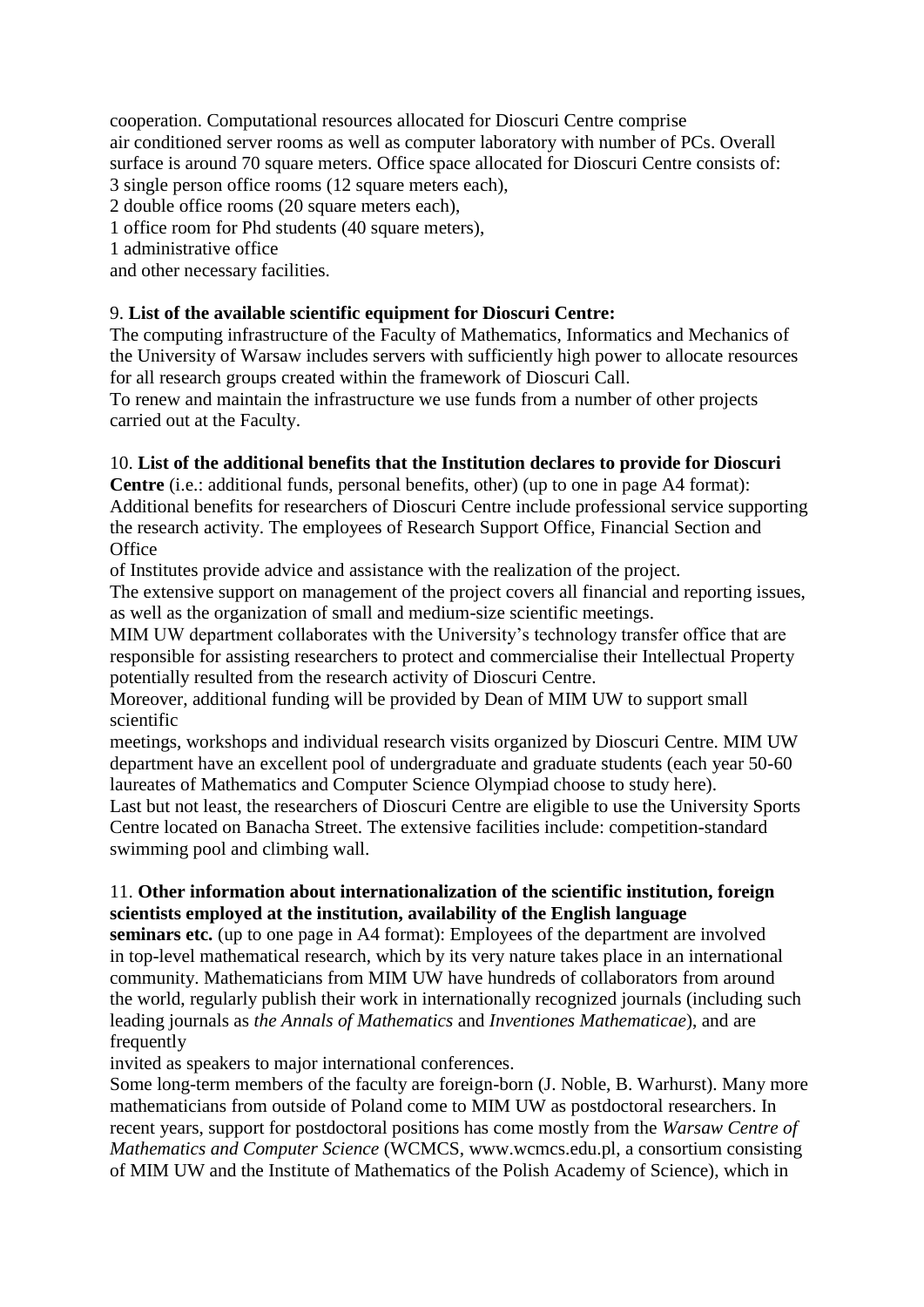cooperation. Computational resources allocated for Dioscuri Centre comprise air conditioned server rooms as well as computer laboratory with number of PCs. Overall surface is around 70 square meters. Office space allocated for Dioscuri Centre consists of:
3 single person office rooms (12 square meters each),
2 double office rooms (20 square meters each),
1 office room for Phd students (40 square meters),
1 administrative office
and other necessary facilities.

9. **List of the available scientific equipment for Dioscuri Centre:**
The computing infrastructure of the Faculty of Mathematics, Informatics and Mechanics of the University of Warsaw includes servers with sufficiently high power to allocate resources for all research groups created within the framework of Dioscuri Call.
To renew and maintain the infrastructure we use funds from a number of other projects carried out at the Faculty.

10. **List of the additional benefits that the Institution declares to provide for Dioscuri Centre** (i.e.: additional funds, personal benefits, other) (up to one in page A4 format):
Additional benefits for researchers of Dioscuri Centre include professional service supporting the research activity. The employees of Research Support Office, Financial Section and Office
of Institutes provide advice and assistance with the realization of the project.
The extensive support on management of the project covers all financial and reporting issues, as well as the organization of small and medium-size scientific meetings.
MIM UW department collaborates with the University's technology transfer office that are responsible for assisting researchers to protect and commercialise their Intellectual Property potentially resulted from the research activity of Dioscuri Centre.
Moreover, additional funding will be provided by Dean of MIM UW to support small scientific
meetings, workshops and individual research visits organized by Dioscuri Centre. MIM UW department have an excellent pool of undergraduate and graduate students (each year 50-60 laureates of Mathematics and Computer Science Olympiad choose to study here).
Last but not least, the researchers of Dioscuri Centre are eligible to use the University Sports Centre located on Banacha Street. The extensive facilities include: competition-standard swimming pool and climbing wall.

11. **Other information about internationalization of the scientific institution, foreign scientists employed at the institution, availability of the English language seminars etc.** (up to one page in A4 format): Employees of the department are involved in top-level mathematical research, which by its very nature takes place in an international community. Mathematicians from MIM UW have hundreds of collaborators from around the world, regularly publish their work in internationally recognized journals (including such leading journals as *the Annals of Mathematics* and *Inventiones Mathematicae*), and are frequently
invited as speakers to major international conferences.
Some long-term members of the faculty are foreign-born (J. Noble, B. Warhurst). Many more mathematicians from outside of Poland come to MIM UW as postdoctoral researchers. In recent years, support for postdoctoral positions has come mostly from the *Warsaw Centre of Mathematics and Computer Science* (WCMCS, www.wcmcs.edu.pl, a consortium consisting of MIM UW and the Institute of Mathematics of the Polish Academy of Science), which in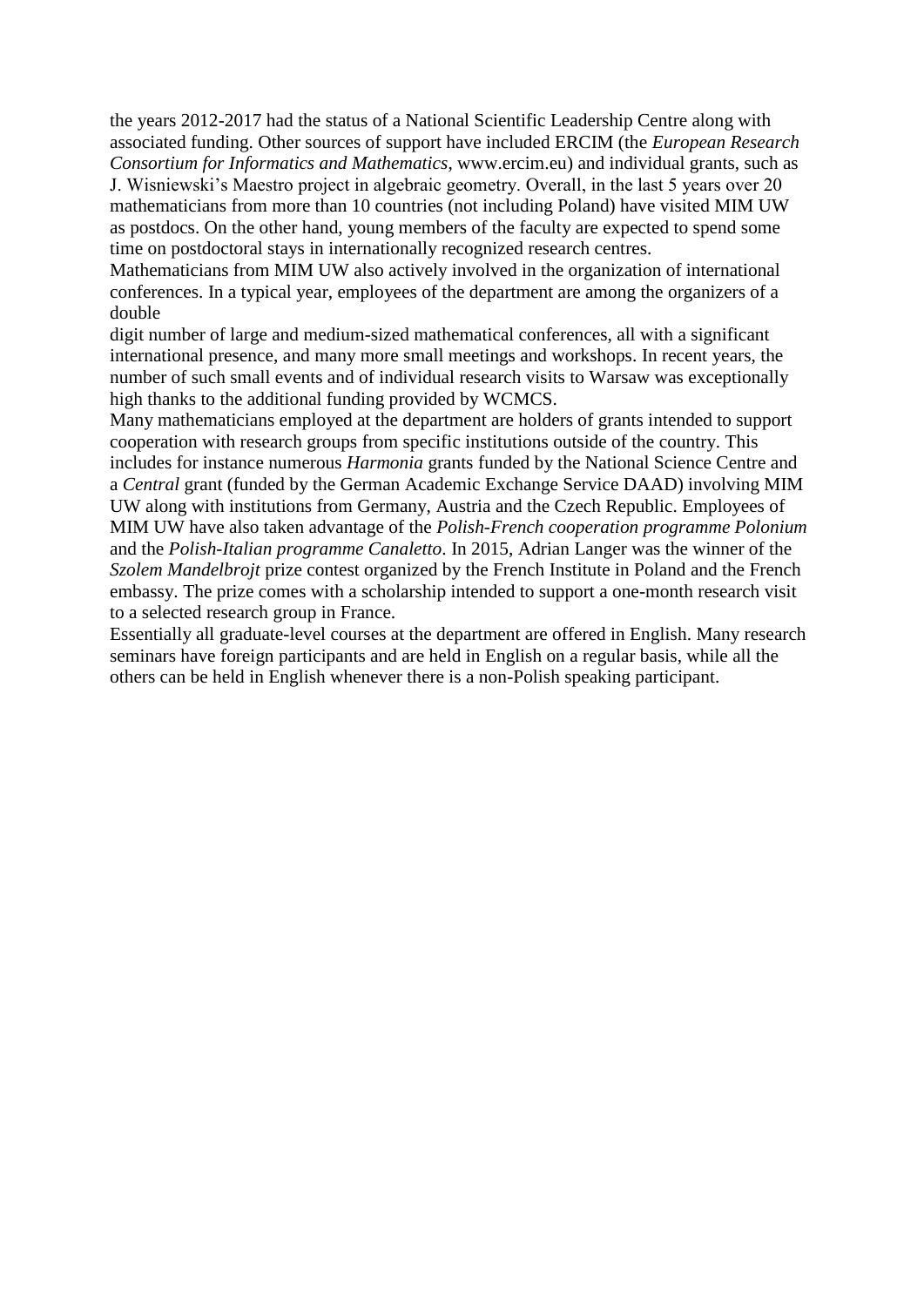the years 2012-2017 had the status of a National Scientific Leadership Centre along with associated funding. Other sources of support have included ERCIM (the *European Research Consortium for Informatics and Mathematics*, www.ercim.eu) and individual grants, such as J. Wisniewski's Maestro project in algebraic geometry. Overall, in the last 5 years over 20 mathematicians from more than 10 countries (not including Poland) have visited MIM UW as postdocs. On the other hand, young members of the faculty are expected to spend some time on postdoctoral stays in internationally recognized research centres.

Mathematicians from MIM UW also actively involved in the organization of international conferences. In a typical year, employees of the department are among the organizers of a double digit number of large and medium-sized mathematical conferences, all with a significant international presence, and many more small meetings and workshops. In recent years, the number of such small events and of individual research visits to Warsaw was exceptionally high thanks to the additional funding provided by WCMCS.

Many mathematicians employed at the department are holders of grants intended to support cooperation with research groups from specific institutions outside of the country. This includes for instance numerous *Harmonia* grants funded by the National Science Centre and a *Central* grant (funded by the German Academic Exchange Service DAAD) involving MIM UW along with institutions from Germany, Austria and the Czech Republic. Employees of MIM UW have also taken advantage of the *Polish-French cooperation programme Polonium* and the *Polish-Italian programme Canaletto*. In 2015, Adrian Langer was the winner of the *Szolem Mandelbrojt* prize contest organized by the French Institute in Poland and the French embassy. The prize comes with a scholarship intended to support a one-month research visit to a selected research group in France.

Essentially all graduate-level courses at the department are offered in English. Many research seminars have foreign participants and are held in English on a regular basis, while all the others can be held in English whenever there is a non-Polish speaking participant.